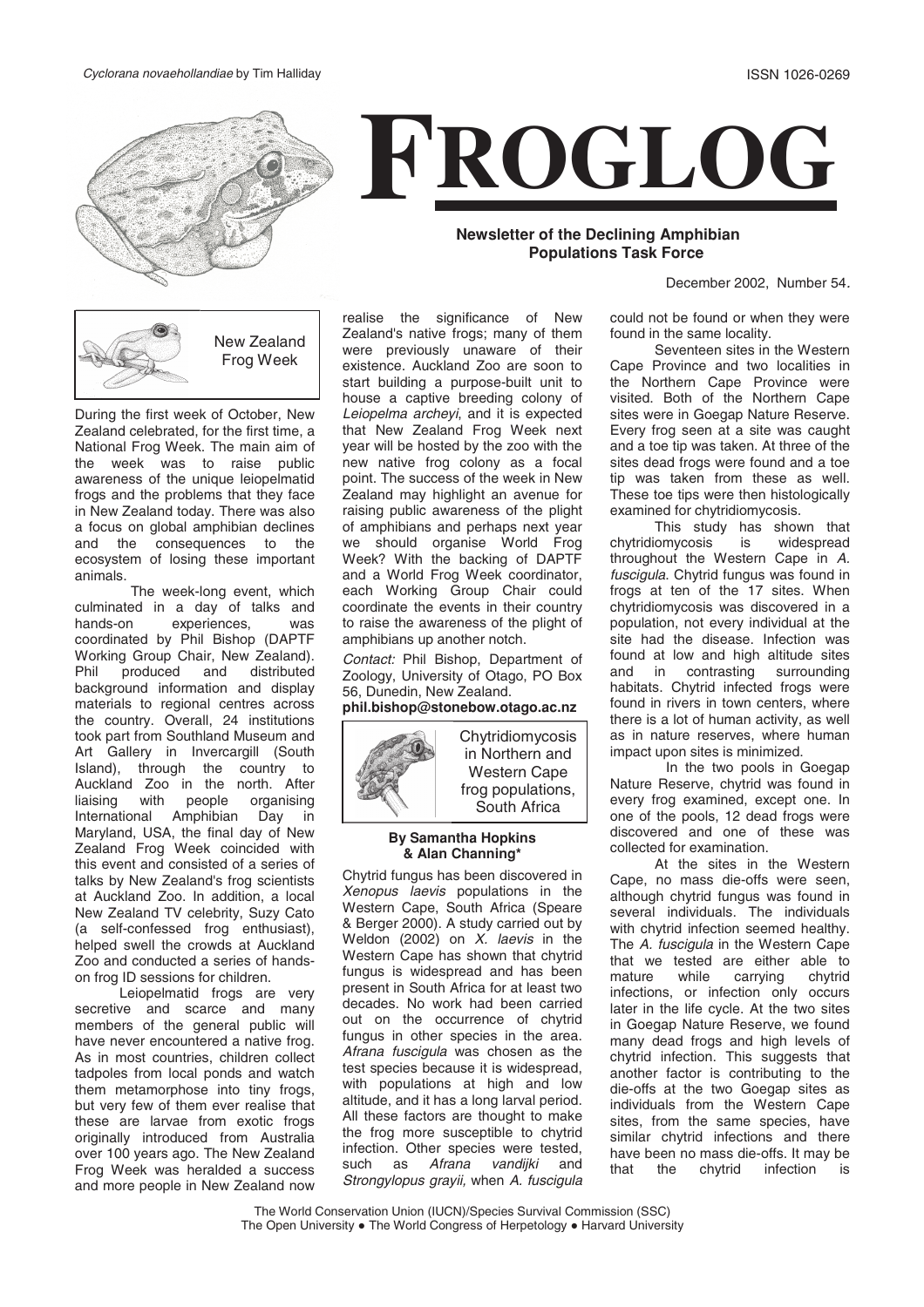*Cyclorana novaehollandiae* by Tim Halliday

ISSN 1026-0269

# FROGLOG

**Newsletter of the Declining Amphibian Populations Task Force**

December 2002, Number 54.

## New Zealand Frog Week

During the first week of October, New Zealand celebrated, for the first time, a National Frog Week. The main aim of the week was to raise public awareness of the unique leiopelmatid frogs and the problems that they face in New Zealand today. There was also a focus on global amphibian declines and the consequences to the ecosystem of losing these important animals.

The week-long event, which culminated in a day of talks and hands-on experiences, was coordinated by Phil Bishop (DAPTF Working Group Chair, New Zealand). Phil produced and distributed background information and display materials to regional centres across the country. Overall, 24 institutions took part from Southland Museum and Art Gallery in Invercargill (South Island), through the country to Auckland Zoo in the north. After liaising with people organising International Amphibian Day in Maryland, USA, the final day of New Zealand Frog Week coincided with this event and consisted of a series of talks by New Zealand's frog scientists at Auckland Zoo. In addition, a local New Zealand TV celebrity, Suzy Cato (a self-confessed frog enthusiast), helped swell the crowds at Auckland Zoo and conducted a series of hands-on frog ID sessions for children.

Leiopelmatid frogs are very secretive and scarce and many members of the general public will have never encountered a native frog. As in most countries, children collect tadpoles from local ponds and watch them metamorphose into tiny frogs, but very few of them ever realise that these are larvae from exotic frogs originally introduced from Australia over 100 years ago. The New Zealand Frog Week was heralded a success and more people in New Zealand now realise the significance of New Zealand's native frogs; many of them were previously unaware of their existence. Auckland Zoo are soon to start building a purpose-built unit to house a captive breeding colony of *Leiopelma archeyi*, and it is expected that New Zealand Frog Week next year will be hosted by the zoo with the new native frog colony as a focal point. The success of the week in New Zealand may highlight an avenue for raising public awareness of the plight of amphibians and perhaps next year we should organise World Frog Week? With the backing of DAPTF and a World Frog Week coordinator, each Working Group Chair could coordinate the events in their country to raise the awareness of the plight of amphibians up another notch.

*Contact:* Phil Bishop, Department of Zoology, University of Otago, PO Box 56, Dunedin, New Zealand. **phil.bishop@stonebow.otago.ac.nz**

## Chytridiomycosis in Northern and Western Cape frog populations, South Africa

**By Samantha Hopkins & Alan Channing\***

Chytrid fungus has been discovered in *Xenopus laevis* populations in the Western Cape, South Africa (Speare & Berger 2000). A study carried out by Weldon (2002) on *X. laevis* in the Western Cape has shown that chytrid fungus is widespread and has been present in South Africa for at least two decades. No work had been carried out on the occurrence of chytrid fungus in other species in the area. *Afrana fuscigula* was chosen as the test species because it is widespread, with populations at high and low altitude, and it has a long larval period. All these factors are thought to make the frog more susceptible to chytrid infection. Other species were tested, such as *Afrana vandijki* and *Strongylopus grayii,* when *A. fuscigula* could not be found or when they were found in the same locality.

Seventeen sites in the Western Cape Province and two localities in the Northern Cape Province were visited. Both of the Northern Cape sites were in Goegap Nature Reserve. Every frog seen at a site was caught and a toe tip was taken. At three of the sites dead frogs were found and a toe tip was taken from these as well. These toe tips were then histologically examined for chytridiomycosis.

This study has shown that chytridiomycosis is widespread throughout the Western Cape in *A. fuscigula*. Chytrid fungus was found in frogs at ten of the 17 sites. When chytridiomycosis was discovered in a population, not every individual at the site had the disease. Infection was found at low and high altitude sites and in contrasting surrounding habitats. Chytrid infected frogs were found in rivers in town centers, where there is a lot of human activity, as well as in nature reserves, where human impact upon sites is minimized.

In the two pools in Goegap Nature Reserve, chytrid was found in every frog examined, except one. In one of the pools, 12 dead frogs were discovered and one of these was collected for examination.

At the sites in the Western Cape, no mass die-offs were seen, although chytrid fungus was found in several individuals. The individuals with chytrid infection seemed healthy. The *A. fuscigula* in the Western Cape that we tested are either able to mature while carrying chytrid infections, or infection only occurs later in the life cycle. At the two sites in Goegap Nature Reserve, we found many dead frogs and high levels of chytrid infection. This suggests that another factor is contributing to the die-offs at the two Goegap sites as individuals from the Western Cape sites, from the same species, have similar chytrid infections and there have been no mass die-offs. It may be that the chytrid infection is

The World Conservation Union (IUCN)/Species Survival Commission (SSC)
The Open University ● The World Congress of Herpetology ● Harvard University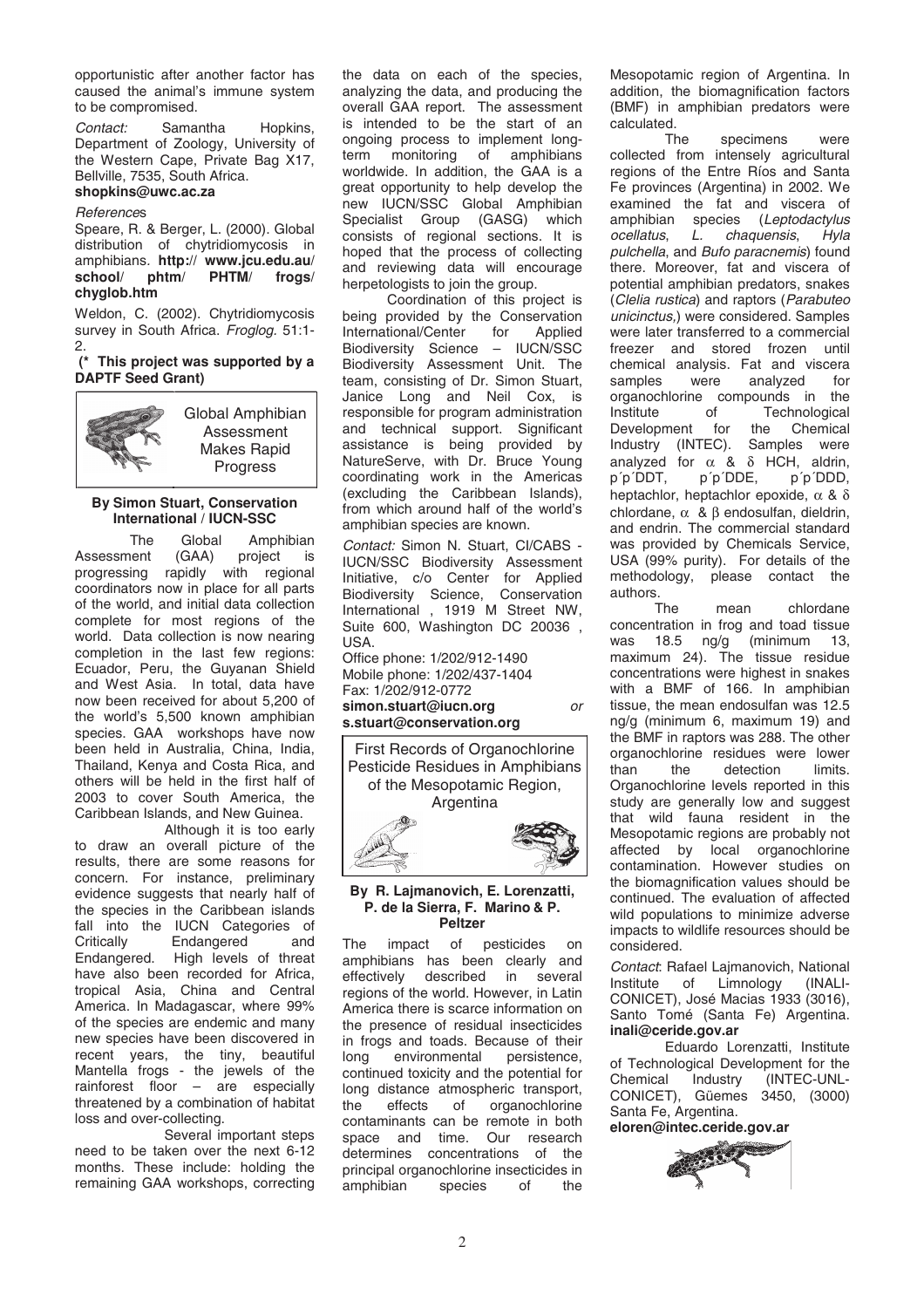opportunistic after another factor has caused the animal's immune system to be compromised.

*Contact:* Samantha Hopkins, Department of Zoology, University of the Western Cape, Private Bag X17, Bellville, 7535, South Africa. **shopkins@uwc.ac.za**

*References*

Speare, R. & Berger, L. (2000). Global distribution of chytridiomycosis in amphibians. **http:// www.jcu.edu.au/ school/ phtm/ PHTM/ frogs/ chyglob.htm**

Weldon, C. (2002). Chytridiomycosis survey in South Africa. *Froglog.* 51:1-2.

**(* This project was supported by a DAPTF Seed Grant)**

## Global Amphibian Assessment Makes Rapid Progress

**By Simon Stuart, Conservation International / IUCN-SSC**

The Global Amphibian Assessment (GAA) project is progressing rapidly with regional coordinators now in place for all parts of the world, and initial data collection complete for most regions of the world. Data collection is now nearing completion in the last few regions: Ecuador, Peru, the Guyanan Shield and West Asia. In total, data have now been received for about 5,200 of the world's 5,500 known amphibian species. GAA workshops have now been held in Australia, China, India, Thailand, Kenya and Costa Rica, and others will be held in the first half of 2003 to cover South America, the Caribbean Islands, and New Guinea.

Although it is too early to draw an overall picture of the results, there are some reasons for concern. For instance, preliminary evidence suggests that nearly half of the species in the Caribbean islands fall into the IUCN Categories of Critically Endangered and Endangered. High levels of threat have also been recorded for Africa, tropical Asia, China and Central America. In Madagascar, where 99% of the species are endemic and many new species have been discovered in recent years, the tiny, beautiful Mantella frogs - the jewels of the rainforest floor – are especially threatened by a combination of habitat loss and over-collecting.

Several important steps need to be taken over the next 6-12 months. These include: holding the remaining GAA workshops, correcting the data on each of the species, analyzing the data, and producing the overall GAA report. The assessment is intended to be the start of an ongoing process to implement long-term monitoring of amphibians worldwide. In addition, the GAA is a great opportunity to help develop the new IUCN/SSC Global Amphibian Specialist Group (GASG) which consists of regional sections. It is hoped that the process of collecting and reviewing data will encourage herpetologists to join the group.

Coordination of this project is being provided by the Conservation International/Center for Applied Biodiversity Science – IUCN/SSC Biodiversity Assessment Unit. The team, consisting of Dr. Simon Stuart, Janice Long and Neil Cox, is responsible for program administration and technical support. Significant assistance is being provided by NatureServe, with Dr. Bruce Young coordinating work in the Americas (excluding the Caribbean Islands), from which around half of the world's amphibian species are known.

*Contact:* Simon N. Stuart, CI/CABS - IUCN/SSC Biodiversity Assessment Initiative, c/o Center for Applied Biodiversity Science, Conservation International , 1919 M Street NW, Suite 600, Washington DC 20036 , USA.
Office phone: 1/202/912-1490
Mobile phone: 1/202/437-1404
Fax: 1/202/912-0772
**simon.stuart@iucn.org** *or* **s.stuart@conservation.org**

## First Records of Organochlorine Pesticide Residues in Amphibians of the Mesopotamic Region, Argentina

**By R. Lajmanovich, E. Lorenzatti, P. de la Sierra, F. Marino & P. Peltzer**

The impact of pesticides on amphibians has been clearly and effectively described in several regions of the world. However, in Latin America there is scarce information on the presence of residual insecticides in frogs and toads. Because of their long environmental persistence, continued toxicity and the potential for long distance atmospheric transport, the effects of organochlorine contaminants can be remote in both space and time. Our research determines concentrations of the principal organochlorine insecticides in amphibian species of the Mesopotamic region of Argentina. In addition, the biomagnification factors (BMF) in amphibian predators were calculated.

The specimens were collected from intensely agricultural regions of the Entre Ríos and Santa Fe provinces (Argentina) in 2002. We examined the fat and viscera of amphibian species (*Leptodactylus ocellatus*, *L. chaquensis*, *Hyla pulchella*, and *Bufo paracnemis*) found there. Moreover, fat and viscera of potential amphibian predators, snakes (*Clelia rustica*) and raptors (*Parabuteo unicinctus,*) were considered. Samples were later transferred to a commercial freezer and stored frozen until chemical analysis. Fat and viscera samples were analyzed for organochlorine compounds in the Institute of Technological Development for the Chemical Industry (INTEC). Samples were analyzed for $\alpha$ & $\delta$ HCH, aldrin, p´p´DDT, p´p´DDE, p´p´DDD, heptachlor, heptachlor epoxide, $\alpha$ & $\delta$ chlordane, $\alpha$ & $\beta$ endosulfan, dieldrin, and endrin. The commercial standard was provided by Chemicals Service, USA (99% purity). For details of the methodology, please contact the authors.

The mean chlordane concentration in frog and toad tissue was 18.5 ng/g (minimum 13, maximum 24). The tissue residue concentrations were highest in snakes with a BMF of 166. In amphibian tissue, the mean endosulfan was 12.5 ng/g (minimum 6, maximum 19) and the BMF in raptors was 288. The other organochlorine residues were lower than the detection limits. Organochlorine levels reported in this study are generally low and suggest that wild fauna resident in the Mesopotamic regions are probably not affected by local organochlorine contamination. However studies on the biomagnification values should be continued. The evaluation of affected wild populations to minimize adverse impacts to wildlife resources should be considered.

*Contact*: Rafael Lajmanovich, National Institute of Limnology (INALI-CONICET), José Macias 1933 (3016), Santo Tomé (Santa Fe) Argentina. **inali@ceride.gov.ar**

Eduardo Lorenzatti, Institute of Technological Development for the Chemical Industry (INTEC-UNL-CONICET), Güemes 3450, (3000) Santa Fe, Argentina.
**eloren@intec.ceride.gov.ar**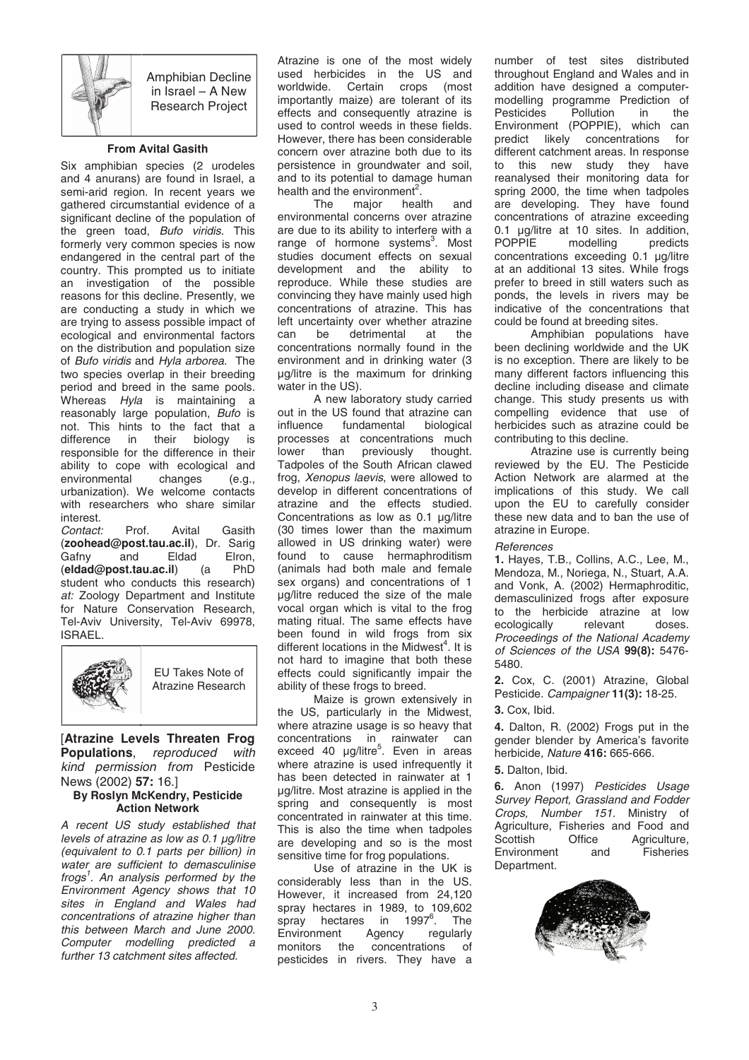## Amphibian Decline in Israel – A New Research Project

**From Avital Gasith**

Six amphibian species (2 urodeles and 4 anurans) are found in Israel, a semi-arid region. In recent years we gathered circumstantial evidence of a significant decline of the population of the green toad, *Bufo viridis*. This formerly very common species is now endangered in the central part of the country. This prompted us to initiate an investigation of the possible reasons for this decline. Presently, we are conducting a study in which we are trying to assess possible impact of ecological and environmental factors on the distribution and population size of *Bufo viridis* and *Hyla arborea*. The two species overlap in their breeding period and breed in the same pools. Whereas *Hyla* is maintaining a reasonably large population, *Bufo* is not. This hints to the fact that a difference in their biology is responsible for the difference in their ability to cope with ecological and environmental changes (e.g., urbanization). We welcome contacts with researchers who share similar interest.

*Contact:* Prof. Avital Gasith (**zoohead@post.tau.ac.il**), Dr. Sarig Gafny and Eldad Elron, (**eldad@post.tau.ac.il**) (a PhD student who conducts this research) *at:* Zoology Department and Institute for Nature Conservation Research, Tel-Aviv University, Tel-Aviv 69978, ISRAEL.

## EU Takes Note of Atrazine Research

[**Atrazine Levels Threaten Frog Populations**, *reproduced with kind permission from* Pesticide News (2002) **57:** 16.]

**By Roslyn McKendry, Pesticide Action Network**

*A recent US study established that levels of atrazine as low as 0.1 µg/litre (equivalent to 0.1 parts per billion) in water are sufficient to demasculinise frogs[1]. An analysis performed by the Environment Agency shows that 10 sites in England and Wales had concentrations of atrazine higher than this between March and June 2000. Computer modelling predicted a further 13 catchment sites affected.*

Atrazine is one of the most widely used herbicides in the US and worldwide. Certain crops (most importantly maize) are tolerant of its effects and consequently atrazine is used to control weeds in these fields. However, there has been considerable concern over atrazine both due to its persistence in groundwater and soil, and to its potential to damage human health and the environment[2].

The major health and environmental concerns over atrazine are due to its ability to interfere with a range of hormone systems[3]. Most studies document effects on sexual development and the ability to reproduce. While these studies are convincing they have mainly used high concentrations of atrazine. This has left uncertainty over whether atrazine can be detrimental at the concentrations normally found in the environment and in drinking water (3 µg/litre is the maximum for drinking water in the US).

A new laboratory study carried out in the US found that atrazine can influence fundamental biological processes at concentrations much lower than previously thought. Tadpoles of the South African clawed frog, *Xenopus laevis*, were allowed to develop in different concentrations of atrazine and the effects studied. Concentrations as low as 0.1 µg/litre (30 times lower than the maximum allowed in US drinking water) were found to cause hermaphroditism (animals had both male and female sex organs) and concentrations of 1 µg/litre reduced the size of the male vocal organ which is vital to the frog mating ritual. The same effects have been found in wild frogs from six different locations in the Midwest[4]. It is not hard to imagine that both these effects could significantly impair the ability of these frogs to breed.

Maize is grown extensively in the US, particularly in the Midwest, where atrazine usage is so heavy that concentrations in rainwater can exceed 40 µg/litre[5]. Even in areas where atrazine is used infrequently it has been detected in rainwater at 1 µg/litre. Most atrazine is applied in the spring and consequently is most concentrated in rainwater at this time. This is also the time when tadpoles are developing and so is the most sensitive time for frog populations.

Use of atrazine in the UK is considerably less than in the US. However, it increased from 24,120 spray hectares in 1989, to 109,602 spray hectares in 1997[6]. The Environment Agency regularly monitors the concentrations of pesticides in rivers. They have a number of test sites distributed throughout England and Wales and in addition have designed a computer-modelling programme Prediction of Pesticides Pollution in the Environment (POPPIE), which can predict likely concentrations for different catchment areas. In response to this new study they have reanalysed their monitoring data for spring 2000, the time when tadpoles are developing. They have found concentrations of atrazine exceeding 0.1 µg/litre at 10 sites. In addition, POPPIE modelling predicts concentrations exceeding 0.1 µg/litre at an additional 13 sites. While frogs prefer to breed in still waters such as ponds, the levels in rivers may be indicative of the concentrations that could be found at breeding sites.

Amphibian populations have been declining worldwide and the UK is no exception. There are likely to be many different factors influencing this decline including disease and climate change. This study presents us with compelling evidence that use of herbicides such as atrazine could be contributing to this decline.

Atrazine use is currently being reviewed by the EU. The Pesticide Action Network are alarmed at the implications of this study. We call upon the EU to carefully consider these new data and to ban the use of atrazine in Europe.

*References*

**1.** Hayes, T.B., Collins, A.C., Lee, M., Mendoza, M., Noriega, N., Stuart, A.A. and Vonk, A. (2002) Hermaphroditic, demasculinized frogs after exposure to the herbicide atrazine at low ecologically relevant doses. *Proceedings of the National Academy of Sciences of the USA* **99(8):** 5476-5480.

**2.** Cox, C. (2001) Atrazine, Global Pesticide. *Campaigner* **11(3):** 18-25.

**3.** Cox, Ibid.

**4.** Dalton, R. (2002) Frogs put in the gender blender by America's favorite herbicide, *Nature* **416:** 665-666.

**5.** Dalton, Ibid.

**6.** Anon (1997) *Pesticides Usage Survey Report, Grassland and Fodder Crops, Number 151.* Ministry of Agriculture, Fisheries and Food and Scottish Office Agriculture, Environment and Fisheries Department.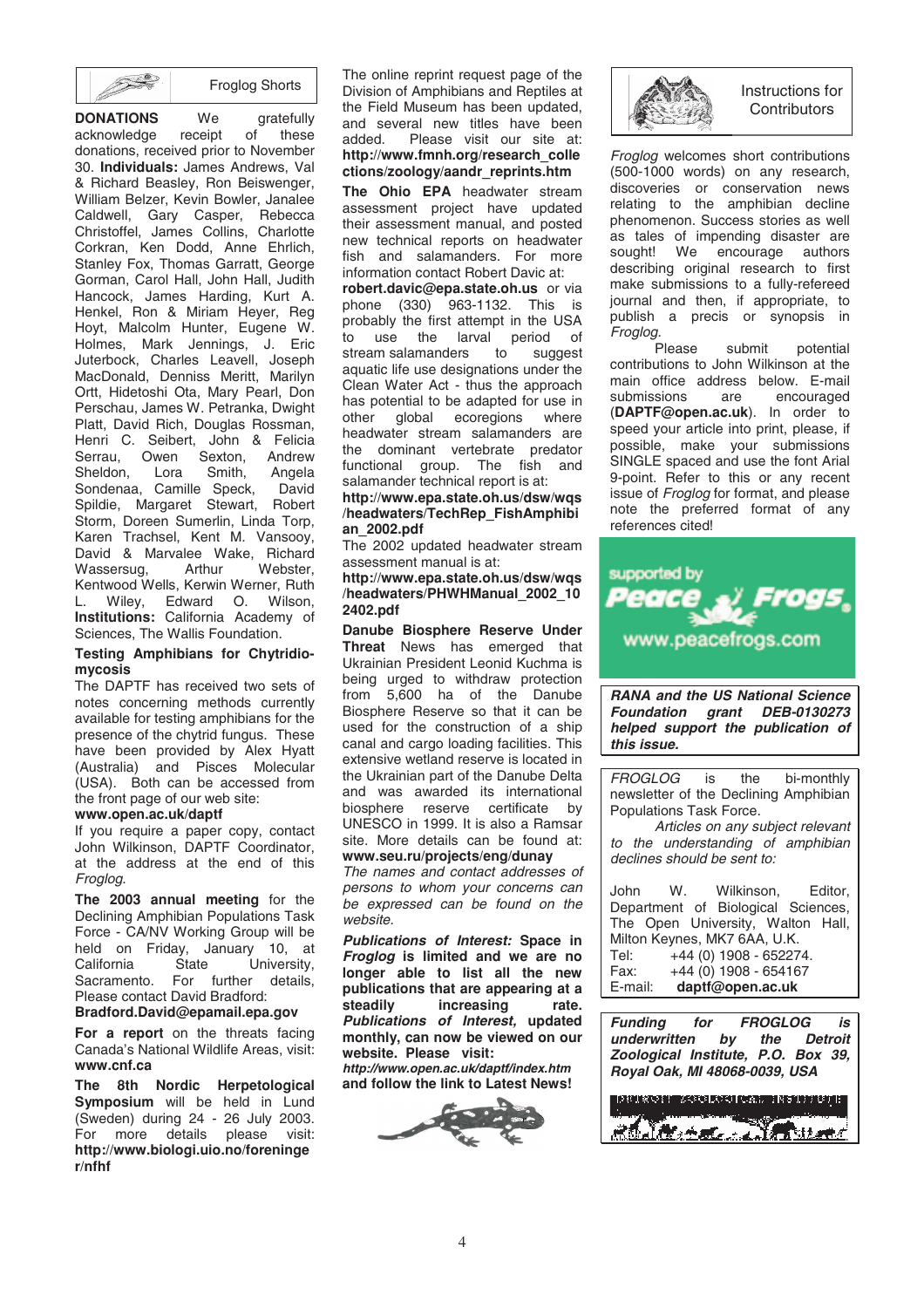## Froglog Shorts

**DONATIONS** We gratefully acknowledge receipt of these donations, received prior to November 30. **Individuals:** James Andrews, Val & Richard Beasley, Ron Beiswenger, William Belzer, Kevin Bowler, Janalee Caldwell, Gary Casper, Rebecca Christoffel, James Collins, Charlotte Corkran, Ken Dodd, Anne Ehrlich, Stanley Fox, Thomas Garratt, George Gorman, Carol Hall, John Hall, Judith Hancock, James Harding, Kurt A. Henkel, Ron & Miriam Heyer, Reg Hoyt, Malcolm Hunter, Eugene W. Holmes, Mark Jennings, J. Eric Juterbock, Charles Leavell, Joseph MacDonald, Denniss Meritt, Marilyn Ortt, Hidetoshi Ota, Mary Pearl, Don Perschau, James W. Petranka, Dwight Platt, David Rich, Douglas Rossman, Henri C. Seibert, John & Felicia Serrau, Owen Sexton, Andrew Sheldon, Lora Smith, Angela Sondenaa, Camille Speck, David Spildie, Margaret Stewart, Robert Storm, Doreen Sumerlin, Linda Torp, Karen Trachsel, Kent M. Vansooy, David & Marvalee Wake, Richard Wassersug, Arthur Webster, Kentwood Wells, Kerwin Werner, Ruth L. Wiley, Edward O. Wilson, **Institutions:** California Academy of Sciences, The Wallis Foundation.

**Testing Amphibians for Chytridiomycosis**

The DAPTF has received two sets of notes concerning methods currently available for testing amphibians for the presence of the chytrid fungus. These have been provided by Alex Hyatt (Australia) and Pisces Molecular (USA). Both can be accessed from the front page of our web site:
**www.open.ac.uk/daptf**

If you require a paper copy, contact John Wilkinson, DAPTF Coordinator, at the address at the end of this *Froglog*.

**The 2003 annual meeting** for the Declining Amphibian Populations Task Force - CA/NV Working Group will be held on Friday, January 10, at California State University, Sacramento. For further details, Please contact David Bradford:
**Bradford.David@epamail.epa.gov**

**For a report** on the threats facing Canada's National Wildlife Areas, visit: **www.cnf.ca**

**The 8th Nordic Herpetological Symposium** will be held in Lund (Sweden) during 24 - 26 July 2003. For more details please visit: **http://www.biologi.uio.no/foreninger/nfhf**

The online reprint request page of the Division of Amphibians and Reptiles at the Field Museum has been updated, and several new titles have been added. Please visit our site at: **http://www.fmnh.org/research_collections/zoology/aandr_reprints.htm**

**The Ohio EPA** headwater stream assessment project have updated their assessment manual, and posted new technical reports on headwater fish and salamanders. For more information contact Robert Davic at:
**robert.davic@epa.state.oh.us** or via phone (330) 963-1132. This is probably the first attempt in the USA to use the larval period of stream salamanders to suggest aquatic life use designations under the Clean Water Act - thus the approach has potential to be adapted for use in other global ecoregions where headwater stream salamanders are the dominant vertebrate predator functional group. The fish and salamander technical report is at:
**http://www.epa.state.oh.us/dsw/wqs/headwaters/TechRep_FishAmphibian_2002.pdf**

The 2002 updated headwater stream assessment manual is at:
**http://www.epa.state.oh.us/dsw/wqs/headwaters/PHWHManual_2002_102402.pdf**

**Danube Biosphere Reserve Under Threat** News has emerged that Ukrainian President Leonid Kuchma is being urged to withdraw protection from 5,600 ha of the Danube Biosphere Reserve so that it can be used for the construction of a ship canal and cargo loading facilities. This extensive wetland reserve is located in the Ukrainian part of the Danube Delta and was awarded its international biosphere reserve certificate by UNESCO in 1999. It is also a Ramsar site. More details can be found at: **www.seu.ru/projects/eng/dunay**

*The names and contact addresses of persons to whom your concerns can be expressed can be found on the website.*

***Publications of Interest:* Space in *Froglog* is limited and we are no longer able to list all the new publications that are appearing at a steadily increasing rate. *Publications of Interest,* updated monthly, can now be viewed on our website. Please visit:**
***http://www.open.ac.uk/daptf/index.htm***
**and follow the link to Latest News!**

## Instructions for Contributors

*Froglog* welcomes short contributions (500-1000 words) on any research, discoveries or conservation news relating to the amphibian decline phenomenon. Success stories as well as tales of impending disaster are sought! We encourage authors describing original research to first make submissions to a fully-refereed journal and then, if appropriate, to publish a precis or synopsis in *Froglog*.

Please submit potential contributions to John Wilkinson at the main office address below. E-mail submissions are encouraged (**DAPTF@open.ac.uk**). In order to speed your article into print, please, if possible, make your submissions SINGLE spaced and use the font Arial 9-point. Refer to this or any recent issue of *Froglog* for format, and please note the preferred format of any references cited!

supported by Peace Frogs
www.peacefrogs.com

***RANA and the US National Science Foundation grant DEB-0130273 helped support the publication of this issue.***

*FROGLOG* is the bi-monthly newsletter of the Declining Amphibian Populations Task Force.

*Articles on any subject relevant to the understanding of amphibian declines should be sent to:*

John W. Wilkinson, Editor, Department of Biological Sciences, The Open University, Walton Hall, Milton Keynes, MK7 6AA, U.K.
Tel: +44 (0) 1908 - 652274.
Fax: +44 (0) 1908 - 654167
E-mail: **daptf@open.ac.uk**

***Funding for FROGLOG is underwritten by the Detroit Zoological Institute, P.O. Box 39, Royal Oak, MI 48068-0039, USA***